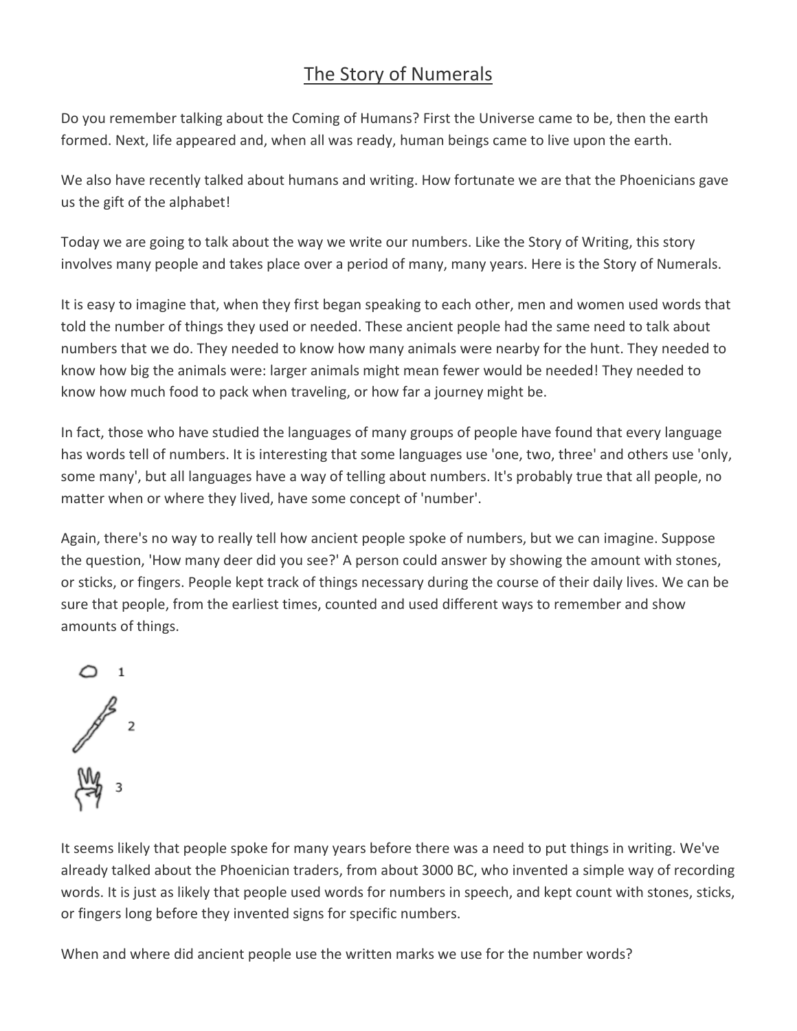# The Story of Numerals

Do you remember talking about the Coming of Humans? First the Universe came to be, then the earth formed. Next, life appeared and, when all was ready, human beings came to live upon the earth.

We also have recently talked about humans and writing. How fortunate we are that the Phoenicians gave us the gift of the alphabet!

Today we are going to talk about the way we write our numbers. Like the Story of Writing, this story involves many people and takes place over a period of many, many years. Here is the Story of Numerals.

It is easy to imagine that, when they first began speaking to each other, men and women used words that told the number of things they used or needed. These ancient people had the same need to talk about numbers that we do. They needed to know how many animals were nearby for the hunt. They needed to know how big the animals were: larger animals might mean fewer would be needed! They needed to know how much food to pack when traveling, or how far a journey might be.

In fact, those who have studied the languages of many groups of people have found that every language has words tell of numbers. It is interesting that some languages use 'one, two, three' and others use 'only, some many', but all languages have a way of telling about numbers. It's probably true that all people, no matter when or where they lived, have some concept of 'number'.

Again, there's no way to really tell how ancient people spoke of numbers, but we can imagine. Suppose the question, 'How many deer did you see?' A person could answer by showing the amount with stones, or sticks, or fingers. People kept track of things necessary during the course of their daily lives. We can be sure that people, from the earliest times, counted and used different ways to remember and show amounts of things.

1

2

3

It seems likely that people spoke for many years before there was a need to put things in writing. We've already talked about the Phoenician traders, from about 3000 BC, who invented a simple way of recording words. It is just as likely that people used words for numbers in speech, and kept count with stones, sticks, or fingers long before they invented signs for specific numbers.

When and where did ancient people use the written marks we use for the number words?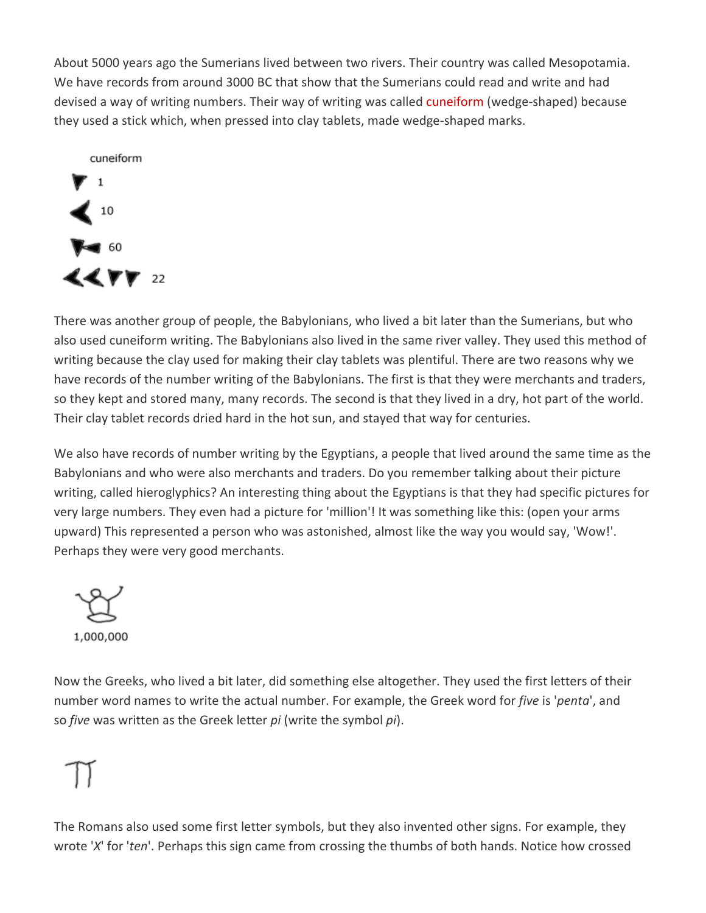About 5000 years ago the Sumerians lived between two rivers. Their country was called Mesopotamia. We have records from around 3000 BC that show that the Sumerians could read and write and had devised a way of writing numbers. Their way of writing was called cuneiform (wedge-shaped) because they used a stick which, when pressed into clay tablets, made wedge-shaped marks.

cuneiform

1

10

60

22

There was another group of people, the Babylonians, who lived a bit later than the Sumerians, but who also used cuneiform writing. The Babylonians also lived in the same river valley. They used this method of writing because the clay used for making their clay tablets was plentiful. There are two reasons why we have records of the number writing of the Babylonians. The first is that they were merchants and traders, so they kept and stored many, many records. The second is that they lived in a dry, hot part of the world. Their clay tablet records dried hard in the hot sun, and stayed that way for centuries.

We also have records of number writing by the Egyptians, a people that lived around the same time as the Babylonians and who were also merchants and traders. Do you remember talking about their picture writing, called hieroglyphics? An interesting thing about the Egyptians is that they had specific pictures for very large numbers. They even had a picture for 'million'! It was something like this: (open your arms upward) This represented a person who was astonished, almost like the way you would say, 'Wow!'. Perhaps they were very good merchants.

1,000,000

Now the Greeks, who lived a bit later, did something else altogether. They used the first letters of their number word names to write the actual number. For example, the Greek word for *five* is '*penta*', and so *five* was written as the Greek letter *pi* (write the symbol *pi*).

Π

The Romans also used some first letter symbols, but they also invented other signs. For example, they wrote '*X*' for '*ten*'. Perhaps this sign came from crossing the thumbs of both hands. Notice how crossed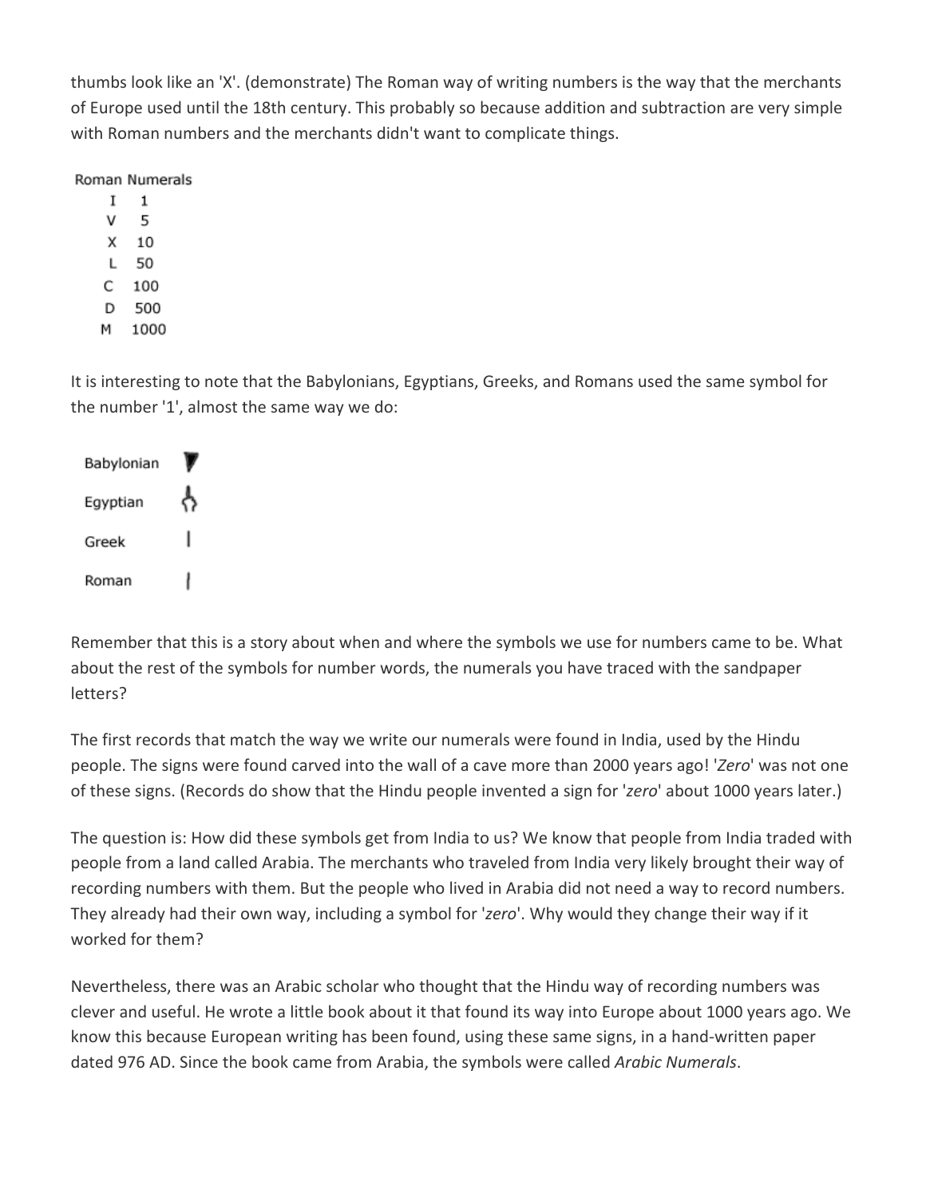thumbs look like an 'X'. (demonstrate) The Roman way of writing numbers is the way that the merchants of Europe used until the 18th century. This probably so because addition and subtraction are very simple with Roman numbers and the merchants didn't want to complicate things.

| Roman Numerals | |
|---|---|
| I | 1 |
| V | 5 |
| X | 10 |
| L | 50 |
| C | 100 |
| D | 500 |
| M | 1000 |

It is interesting to note that the Babylonians, Egyptians, Greeks, and Romans used the same symbol for the number '1', almost the same way we do:

| | |
|---|---|
| Babylonian | ▼ |
| Egyptian | |
| Greek | I |
| Roman | I |

Remember that this is a story about when and where the symbols we use for numbers came to be. What about the rest of the symbols for number words, the numerals you have traced with the sandpaper letters?

The first records that match the way we write our numerals were found in India, used by the Hindu people. The signs were found carved into the wall of a cave more than 2000 years ago! '*Zero*' was not one of these signs. (Records do show that the Hindu people invented a sign for '*zero*' about 1000 years later.)

The question is: How did these symbols get from India to us? We know that people from India traded with people from a land called Arabia. The merchants who traveled from India very likely brought their way of recording numbers with them. But the people who lived in Arabia did not need a way to record numbers. They already had their own way, including a symbol for '*zero*'. Why would they change their way if it worked for them?

Nevertheless, there was an Arabic scholar who thought that the Hindu way of recording numbers was clever and useful. He wrote a little book about it that found its way into Europe about 1000 years ago. We know this because European writing has been found, using these same signs, in a hand-written paper dated 976 AD. Since the book came from Arabia, the symbols were called *Arabic Numerals*.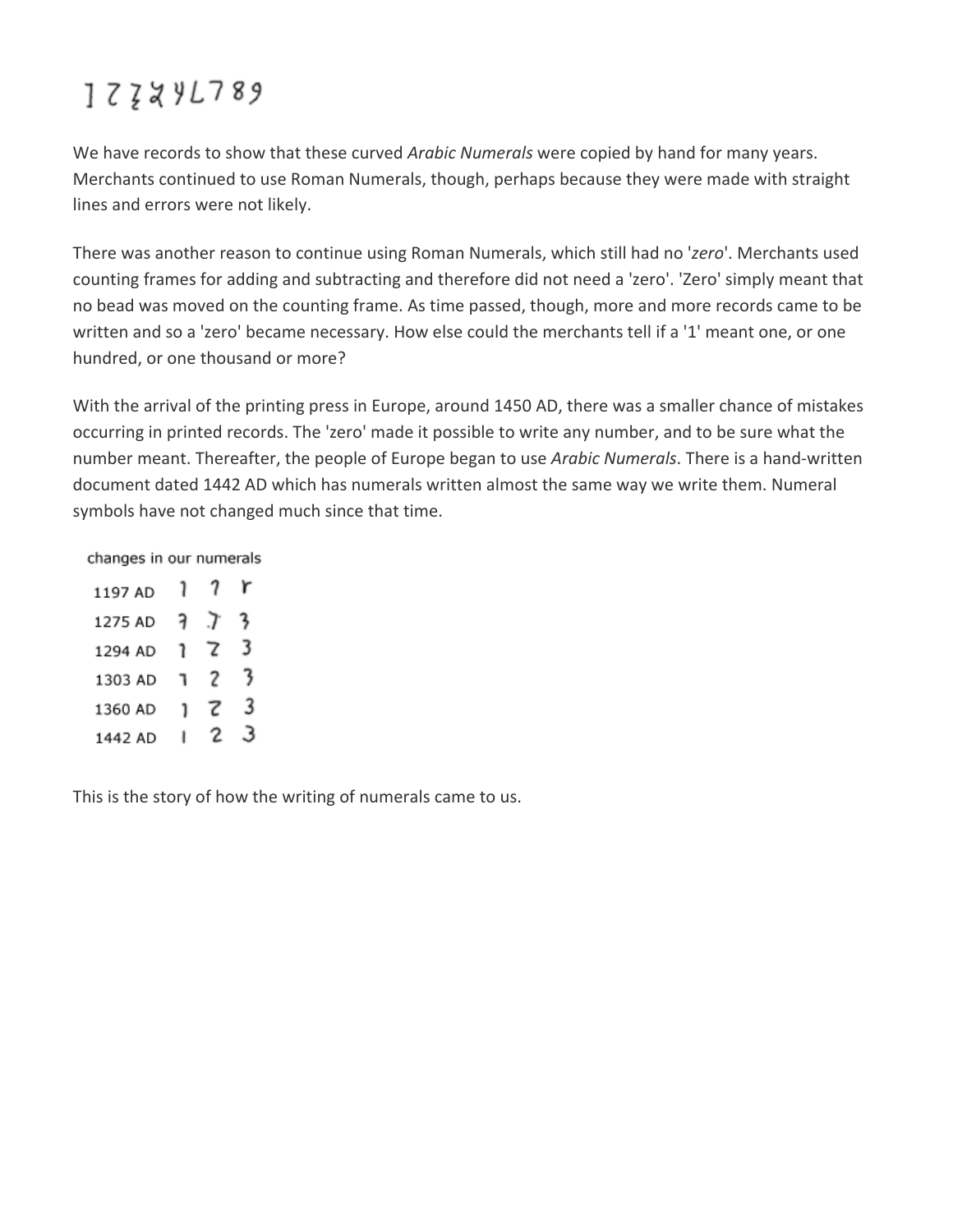We have records to show that these curved *Arabic Numerals* were copied by hand for many years. Merchants continued to use Roman Numerals, though, perhaps because they were made with straight lines and errors were not likely.

There was another reason to continue using Roman Numerals, which still had no '*zero*'. Merchants used counting frames for adding and subtracting and therefore did not need a 'zero'. 'Zero' simply meant that no bead was moved on the counting frame. As time passed, though, more and more records came to be written and so a 'zero' became necessary. How else could the merchants tell if a '1' meant one, or one hundred, or one thousand or more?

With the arrival of the printing press in Europe, around 1450 AD, there was a smaller chance of mistakes occurring in printed records. The 'zero' made it possible to write any number, and to be sure what the number meant. Thereafter, the people of Europe began to use *Arabic Numerals*. There is a hand-written document dated 1442 AD which has numerals written almost the same way we write them. Numeral symbols have not changed much since that time.

changes in our numerals

1197 AD

1275 AD

1294 AD

1303 AD

1360 AD

1442 AD

This is the story of how the writing of numerals came to us.